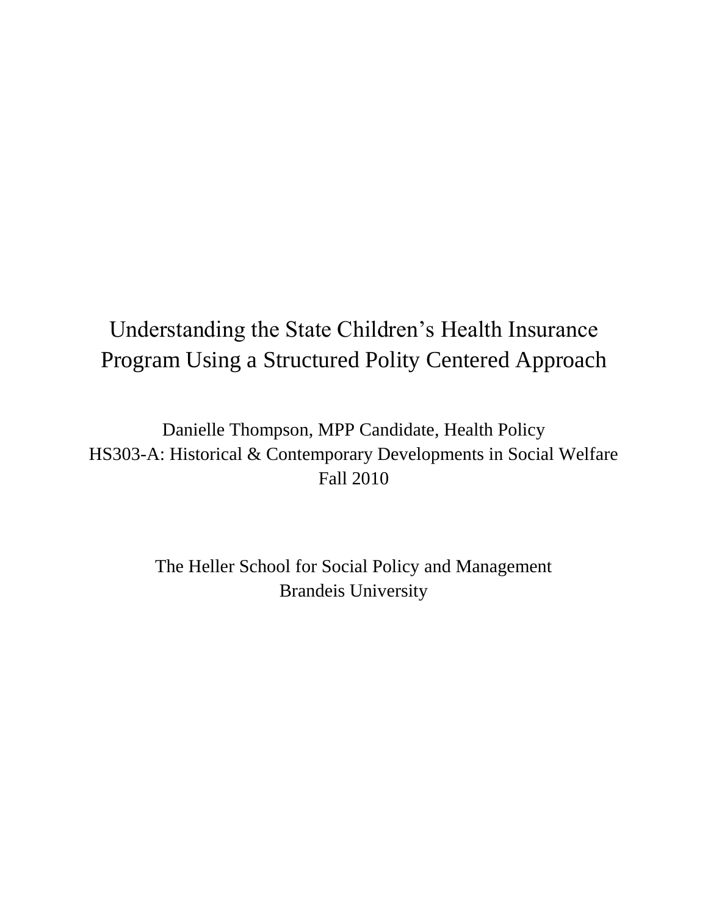# Understanding the State Children's Health Insurance Program Using a Structured Polity Centered Approach

Danielle Thompson, MPP Candidate, Health Policy
HS303-A: Historical & Contemporary Developments in Social Welfare
Fall 2010

The Heller School for Social Policy and Management
Brandeis University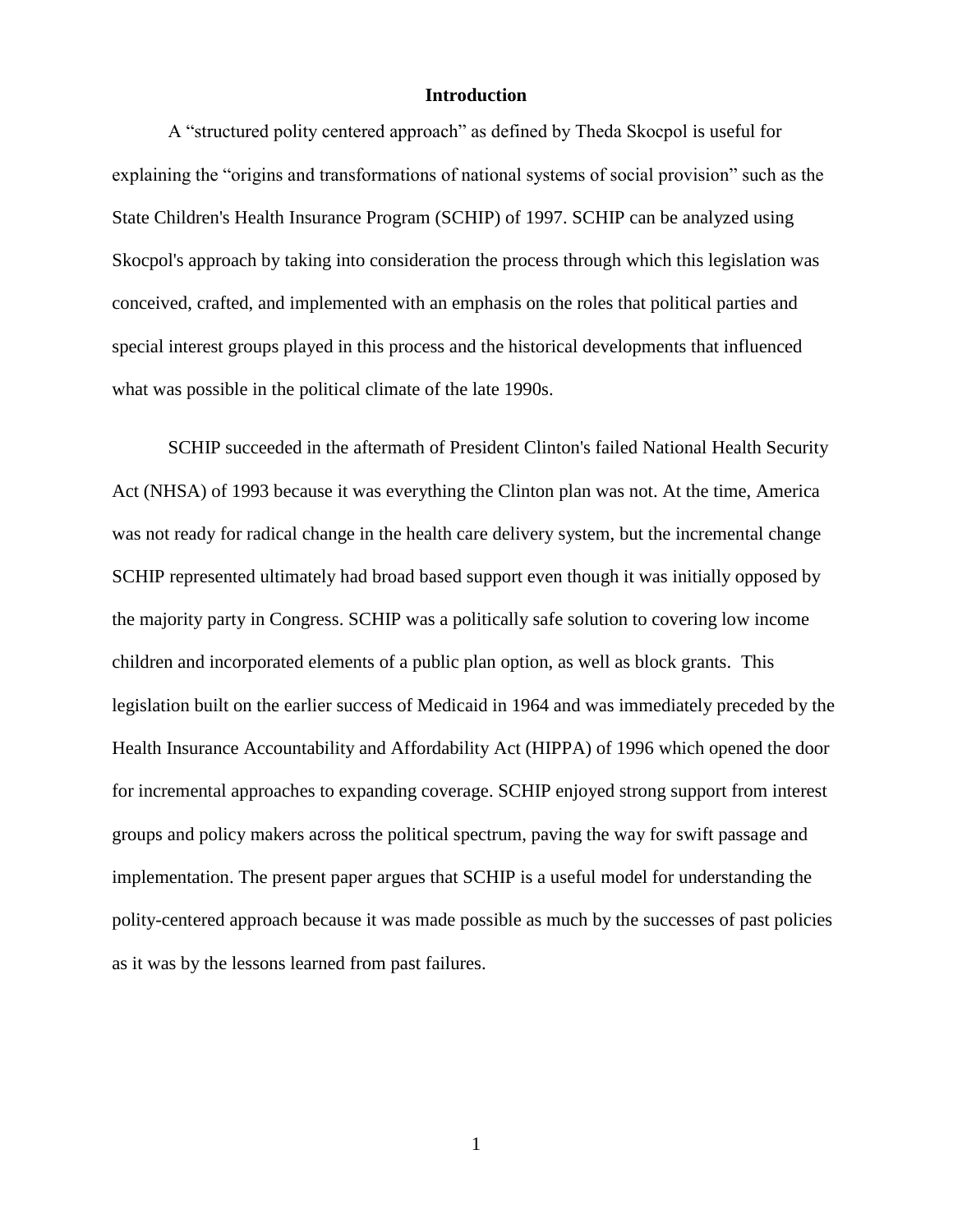# Introduction

A "structured polity centered approach" as defined by Theda Skocpol is useful for explaining the "origins and transformations of national systems of social provision" such as the State Children's Health Insurance Program (SCHIP) of 1997. SCHIP can be analyzed using Skocpol's approach by taking into consideration the process through which this legislation was conceived, crafted, and implemented with an emphasis on the roles that political parties and special interest groups played in this process and the historical developments that influenced what was possible in the political climate of the late 1990s.

SCHIP succeeded in the aftermath of President Clinton's failed National Health Security Act (NHSA) of 1993 because it was everything the Clinton plan was not. At the time, America was not ready for radical change in the health care delivery system, but the incremental change SCHIP represented ultimately had broad based support even though it was initially opposed by the majority party in Congress. SCHIP was a politically safe solution to covering low income children and incorporated elements of a public plan option, as well as block grants. This legislation built on the earlier success of Medicaid in 1964 and was immediately preceded by the Health Insurance Accountability and Affordability Act (HIPPA) of 1996 which opened the door for incremental approaches to expanding coverage. SCHIP enjoyed strong support from interest groups and policy makers across the political spectrum, paving the way for swift passage and implementation. The present paper argues that SCHIP is a useful model for understanding the polity-centered approach because it was made possible as much by the successes of past policies as it was by the lessons learned from past failures.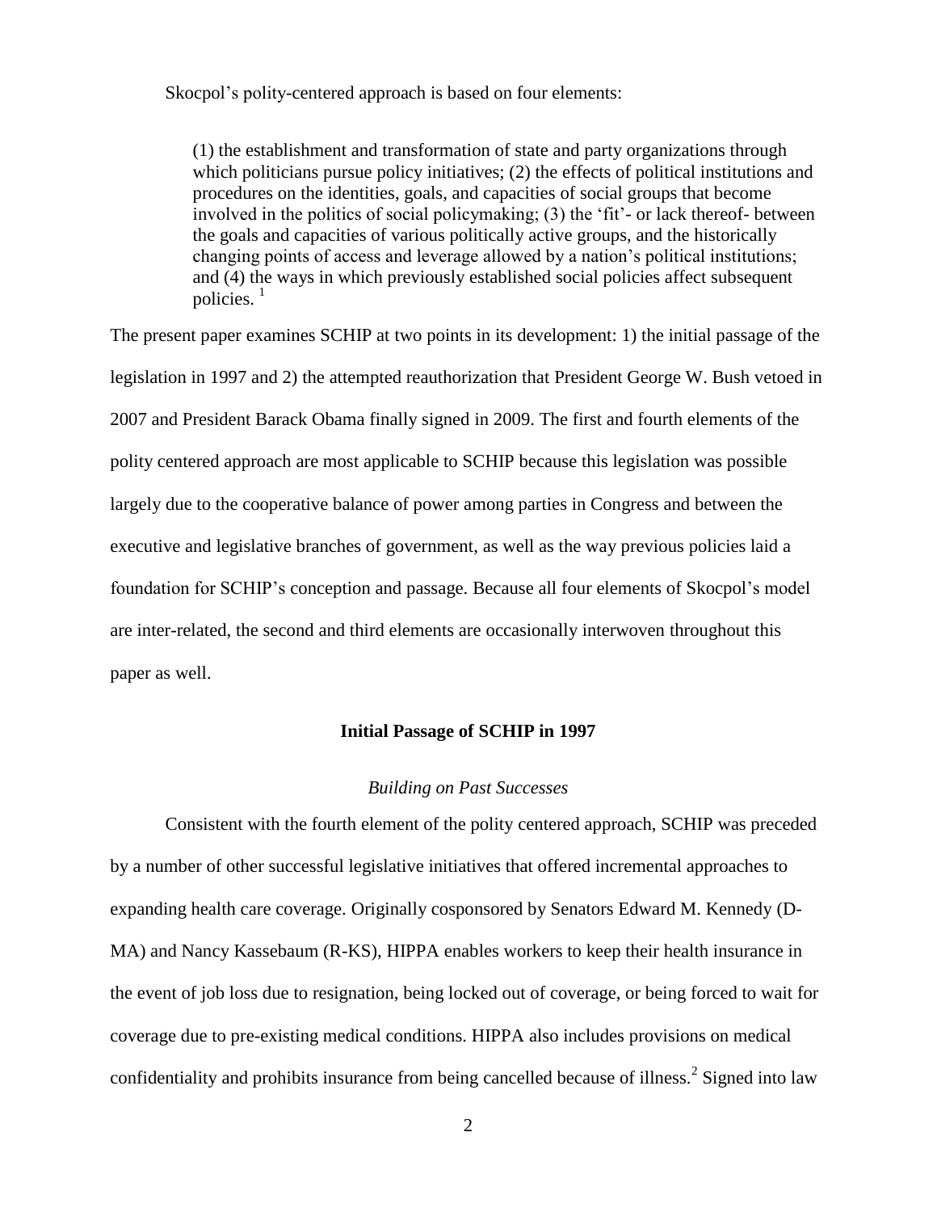Skocpol's polity-centered approach is based on four elements:

> (1) the establishment and transformation of state and party organizations through which politicians pursue policy initiatives; (2) the effects of political institutions and procedures on the identities, goals, and capacities of social groups that become involved in the politics of social policymaking; (3) the 'fit'- or lack thereof- between the goals and capacities of various politically active groups, and the historically changing points of access and leverage allowed by a nation's political institutions; and (4) the ways in which previously established social policies affect subsequent policies. [1]

The present paper examines SCHIP at two points in its development: 1) the initial passage of the legislation in 1997 and 2) the attempted reauthorization that President George W. Bush vetoed in 2007 and President Barack Obama finally signed in 2009. The first and fourth elements of the polity centered approach are most applicable to SCHIP because this legislation was possible largely due to the cooperative balance of power among parties in Congress and between the executive and legislative branches of government, as well as the way previous policies laid a foundation for SCHIP's conception and passage. Because all four elements of Skocpol's model are inter-related, the second and third elements are occasionally interwoven throughout this paper as well.

## Initial Passage of SCHIP in 1997

### *Building on Past Successes*

Consistent with the fourth element of the polity centered approach, SCHIP was preceded by a number of other successful legislative initiatives that offered incremental approaches to expanding health care coverage. Originally cosponsored by Senators Edward M. Kennedy (D-MA) and Nancy Kassebaum (R-KS), HIPPA enables workers to keep their health insurance in the event of job loss due to resignation, being locked out of coverage, or being forced to wait for coverage due to pre-existing medical conditions. HIPPA also includes provisions on medical confidentiality and prohibits insurance from being cancelled because of illness.[2] Signed into law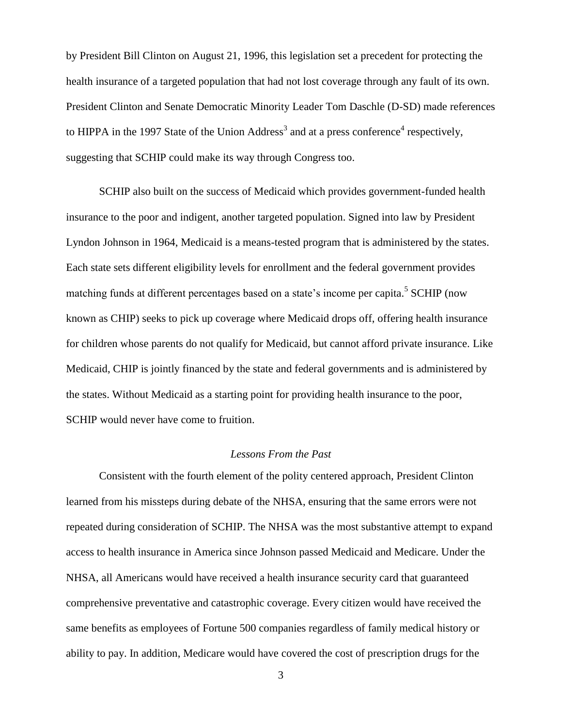by President Bill Clinton on August 21, 1996, this legislation set a precedent for protecting the health insurance of a targeted population that had not lost coverage through any fault of its own. President Clinton and Senate Democratic Minority Leader Tom Daschle (D-SD) made references to HIPPA in the 1997 State of the Union Address[3] and at a press conference[4] respectively, suggesting that SCHIP could make its way through Congress too.

SCHIP also built on the success of Medicaid which provides government-funded health insurance to the poor and indigent, another targeted population. Signed into law by President Lyndon Johnson in 1964, Medicaid is a means-tested program that is administered by the states. Each state sets different eligibility levels for enrollment and the federal government provides matching funds at different percentages based on a state's income per capita.[5] SCHIP (now known as CHIP) seeks to pick up coverage where Medicaid drops off, offering health insurance for children whose parents do not qualify for Medicaid, but cannot afford private insurance. Like Medicaid, CHIP is jointly financed by the state and federal governments and is administered by the states. Without Medicaid as a starting point for providing health insurance to the poor, SCHIP would never have come to fruition.

### *Lessons From the Past*

Consistent with the fourth element of the polity centered approach, President Clinton learned from his missteps during debate of the NHSA, ensuring that the same errors were not repeated during consideration of SCHIP. The NHSA was the most substantive attempt to expand access to health insurance in America since Johnson passed Medicaid and Medicare. Under the NHSA, all Americans would have received a health insurance security card that guaranteed comprehensive preventative and catastrophic coverage. Every citizen would have received the same benefits as employees of Fortune 500 companies regardless of family medical history or ability to pay. In addition, Medicare would have covered the cost of prescription drugs for the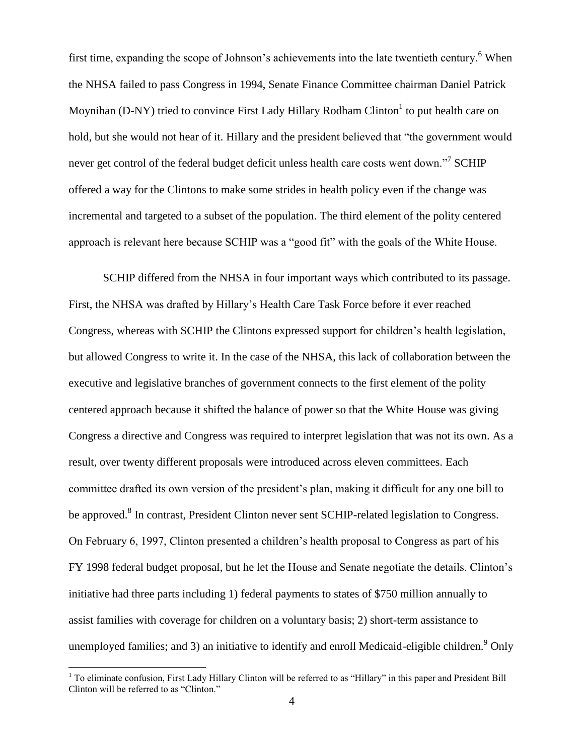first time, expanding the scope of Johnson's achievements into the late twentieth century.[6] When the NHSA failed to pass Congress in 1994, Senate Finance Committee chairman Daniel Patrick Moynihan (D-NY) tried to convince First Lady Hillary Rodham Clinton[1] to put health care on hold, but she would not hear of it. Hillary and the president believed that "the government would never get control of the federal budget deficit unless health care costs went down."[7] SCHIP offered a way for the Clintons to make some strides in health policy even if the change was incremental and targeted to a subset of the population. The third element of the polity centered approach is relevant here because SCHIP was a "good fit" with the goals of the White House.

SCHIP differed from the NHSA in four important ways which contributed to its passage. First, the NHSA was drafted by Hillary's Health Care Task Force before it ever reached Congress, whereas with SCHIP the Clintons expressed support for children's health legislation, but allowed Congress to write it. In the case of the NHSA, this lack of collaboration between the executive and legislative branches of government connects to the first element of the polity centered approach because it shifted the balance of power so that the White House was giving Congress a directive and Congress was required to interpret legislation that was not its own. As a result, over twenty different proposals were introduced across eleven committees. Each committee drafted its own version of the president's plan, making it difficult for any one bill to be approved.[8] In contrast, President Clinton never sent SCHIP-related legislation to Congress. On February 6, 1997, Clinton presented a children's health proposal to Congress as part of his FY 1998 federal budget proposal, but he let the House and Senate negotiate the details. Clinton's initiative had three parts including 1) federal payments to states of $750 million annually to assist families with coverage for children on a voluntary basis; 2) short-term assistance to unemployed families; and 3) an initiative to identify and enroll Medicaid-eligible children.[9] Only

[1] To eliminate confusion, First Lady Hillary Clinton will be referred to as "Hillary" in this paper and President Bill Clinton will be referred to as "Clinton."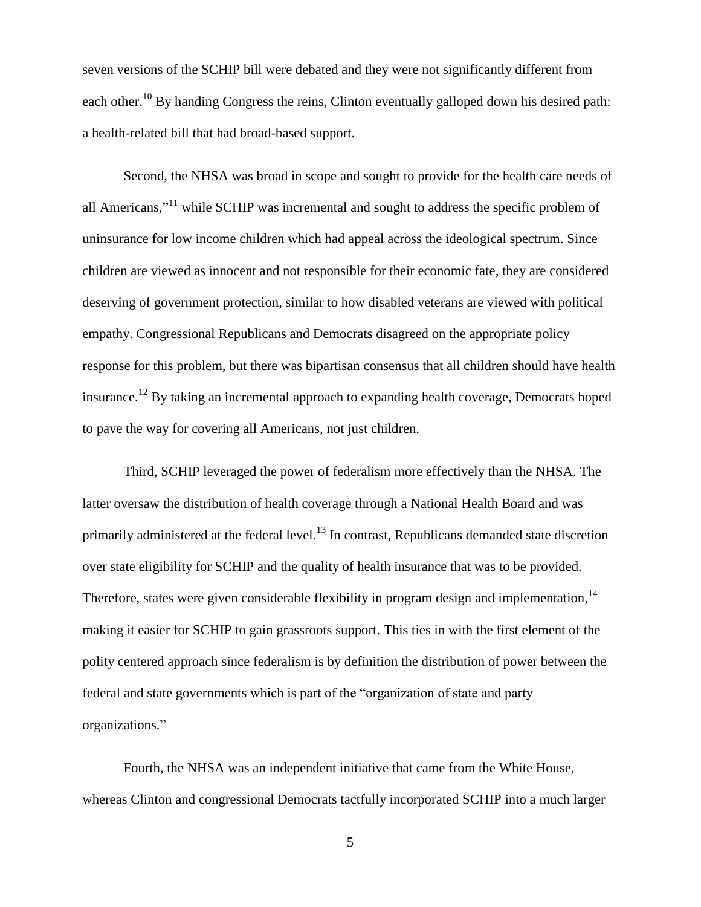seven versions of the SCHIP bill were debated and they were not significantly different from each other.[10] By handing Congress the reins, Clinton eventually galloped down his desired path: a health-related bill that had broad-based support.

Second, the NHSA was broad in scope and sought to provide for the health care needs of all Americans,"[11] while SCHIP was incremental and sought to address the specific problem of uninsurance for low income children which had appeal across the ideological spectrum. Since children are viewed as innocent and not responsible for their economic fate, they are considered deserving of government protection, similar to how disabled veterans are viewed with political empathy. Congressional Republicans and Democrats disagreed on the appropriate policy response for this problem, but there was bipartisan consensus that all children should have health insurance.[12] By taking an incremental approach to expanding health coverage, Democrats hoped to pave the way for covering all Americans, not just children.

Third, SCHIP leveraged the power of federalism more effectively than the NHSA. The latter oversaw the distribution of health coverage through a National Health Board and was primarily administered at the federal level.[13] In contrast, Republicans demanded state discretion over state eligibility for SCHIP and the quality of health insurance that was to be provided. Therefore, states were given considerable flexibility in program design and implementation,[14] making it easier for SCHIP to gain grassroots support. This ties in with the first element of the polity centered approach since federalism is by definition the distribution of power between the federal and state governments which is part of the "organization of state and party organizations."

Fourth, the NHSA was an independent initiative that came from the White House, whereas Clinton and congressional Democrats tactfully incorporated SCHIP into a much larger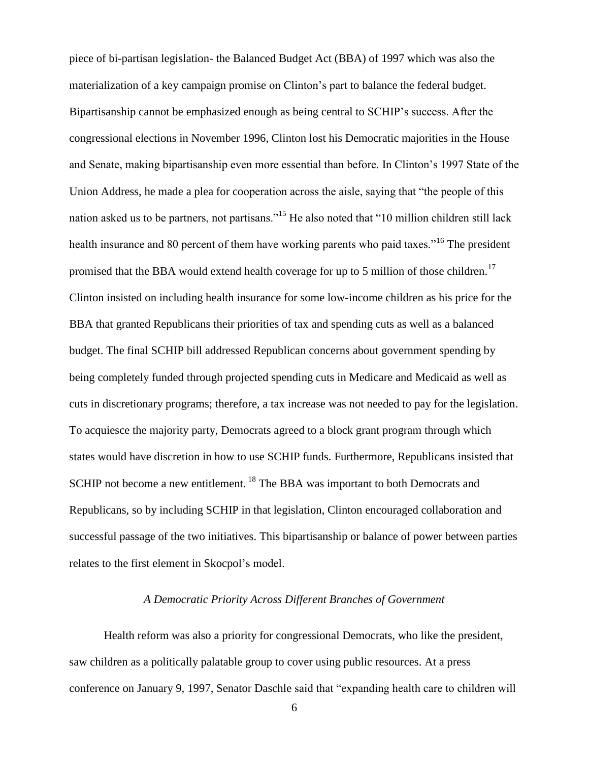piece of bi-partisan legislation- the Balanced Budget Act (BBA) of 1997 which was also the materialization of a key campaign promise on Clinton's part to balance the federal budget. Bipartisanship cannot be emphasized enough as being central to SCHIP's success. After the congressional elections in November 1996, Clinton lost his Democratic majorities in the House and Senate, making bipartisanship even more essential than before. In Clinton's 1997 State of the Union Address, he made a plea for cooperation across the aisle, saying that "the people of this nation asked us to be partners, not partisans."[15] He also noted that "10 million children still lack health insurance and 80 percent of them have working parents who paid taxes."[16] The president promised that the BBA would extend health coverage for up to 5 million of those children.[17] Clinton insisted on including health insurance for some low-income children as his price for the BBA that granted Republicans their priorities of tax and spending cuts as well as a balanced budget. The final SCHIP bill addressed Republican concerns about government spending by being completely funded through projected spending cuts in Medicare and Medicaid as well as cuts in discretionary programs; therefore, a tax increase was not needed to pay for the legislation. To acquiesce the majority party, Democrats agreed to a block grant program through which states would have discretion in how to use SCHIP funds. Furthermore, Republicans insisted that SCHIP not become a new entitlement.[18] The BBA was important to both Democrats and Republicans, so by including SCHIP in that legislation, Clinton encouraged collaboration and successful passage of the two initiatives. This bipartisanship or balance of power between parties relates to the first element in Skocpol's model.

### *A Democratic Priority Across Different Branches of Government*

Health reform was also a priority for congressional Democrats, who like the president, saw children as a politically palatable group to cover using public resources. At a press conference on January 9, 1997, Senator Daschle said that "expanding health care to children will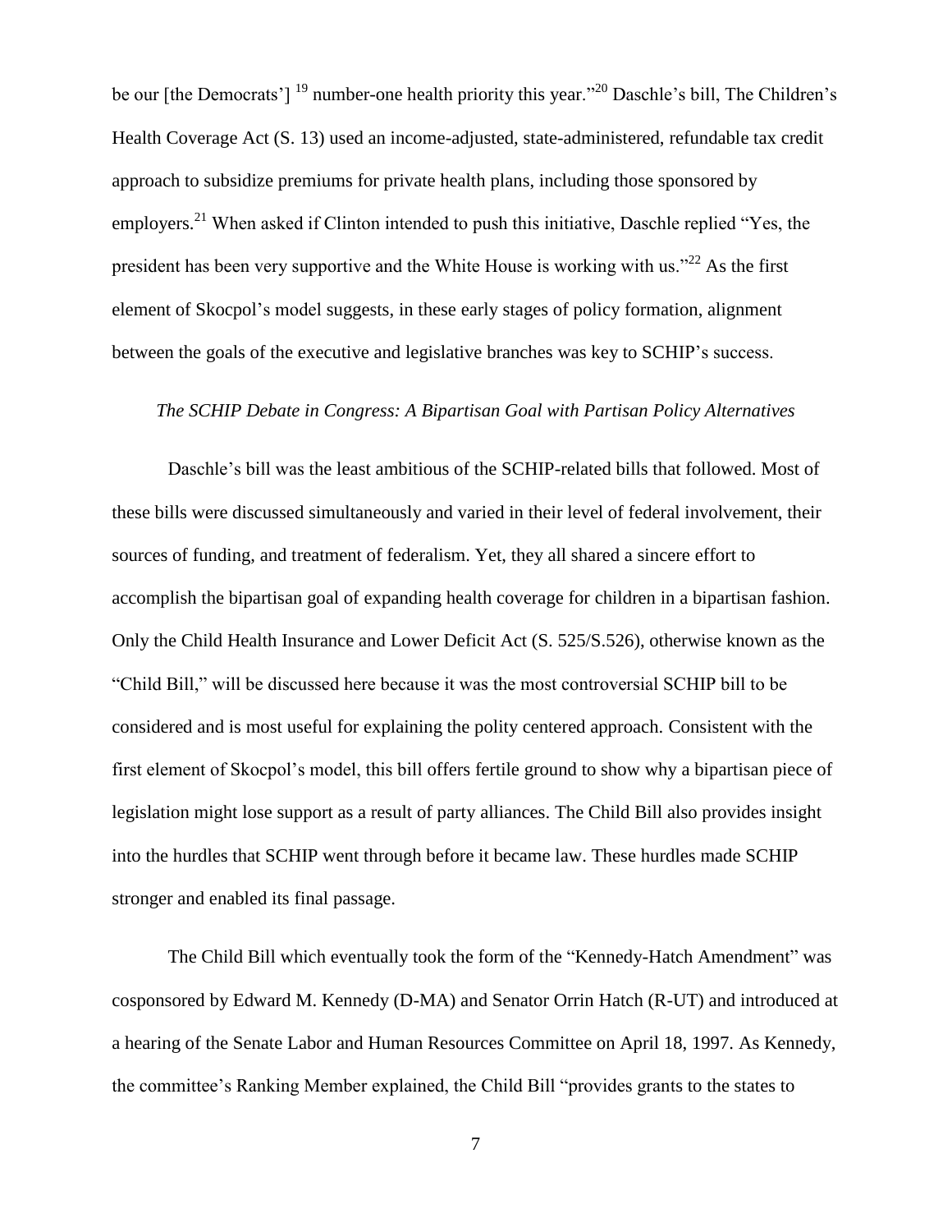be our [the Democrats'] [19] number-one health priority this year."[20] Daschle's bill, The Children's Health Coverage Act (S. 13) used an income-adjusted, state-administered, refundable tax credit approach to subsidize premiums for private health plans, including those sponsored by employers.[21] When asked if Clinton intended to push this initiative, Daschle replied "Yes, the president has been very supportive and the White House is working with us."[22] As the first element of Skocpol's model suggests, in these early stages of policy formation, alignment between the goals of the executive and legislative branches was key to SCHIP's success.

### *The SCHIP Debate in Congress: A Bipartisan Goal with Partisan Policy Alternatives*

Daschle's bill was the least ambitious of the SCHIP-related bills that followed. Most of these bills were discussed simultaneously and varied in their level of federal involvement, their sources of funding, and treatment of federalism. Yet, they all shared a sincere effort to accomplish the bipartisan goal of expanding health coverage for children in a bipartisan fashion. Only the Child Health Insurance and Lower Deficit Act (S. 525/S.526), otherwise known as the "Child Bill," will be discussed here because it was the most controversial SCHIP bill to be considered and is most useful for explaining the polity centered approach. Consistent with the first element of Skocpol's model, this bill offers fertile ground to show why a bipartisan piece of legislation might lose support as a result of party alliances. The Child Bill also provides insight into the hurdles that SCHIP went through before it became law. These hurdles made SCHIP stronger and enabled its final passage.

The Child Bill which eventually took the form of the "Kennedy-Hatch Amendment" was cosponsored by Edward M. Kennedy (D-MA) and Senator Orrin Hatch (R-UT) and introduced at a hearing of the Senate Labor and Human Resources Committee on April 18, 1997. As Kennedy, the committee's Ranking Member explained, the Child Bill "provides grants to the states to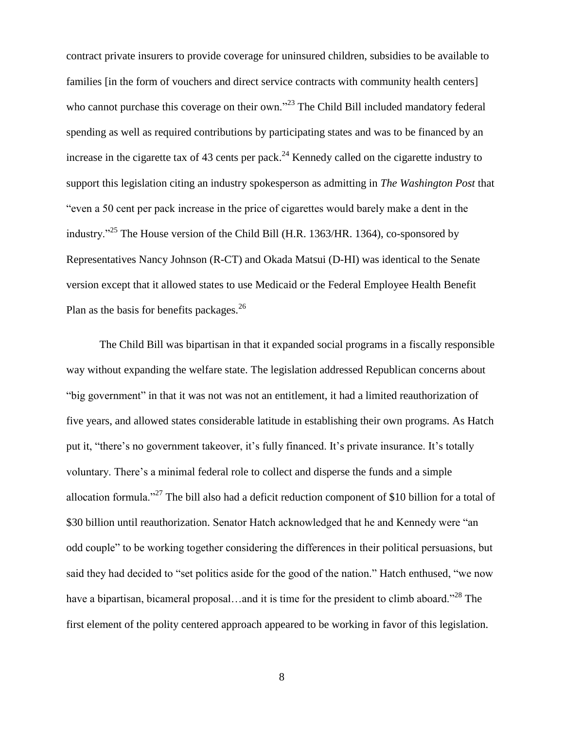contract private insurers to provide coverage for uninsured children, subsidies to be available to families [in the form of vouchers and direct service contracts with community health centers] who cannot purchase this coverage on their own."[23] The Child Bill included mandatory federal spending as well as required contributions by participating states and was to be financed by an increase in the cigarette tax of 43 cents per pack.[24] Kennedy called on the cigarette industry to support this legislation citing an industry spokesperson as admitting in *The Washington Post* that "even a 50 cent per pack increase in the price of cigarettes would barely make a dent in the industry."[25] The House version of the Child Bill (H.R. 1363/HR. 1364), co-sponsored by Representatives Nancy Johnson (R-CT) and Okada Matsui (D-HI) was identical to the Senate version except that it allowed states to use Medicaid or the Federal Employee Health Benefit Plan as the basis for benefits packages.[26]

The Child Bill was bipartisan in that it expanded social programs in a fiscally responsible way without expanding the welfare state. The legislation addressed Republican concerns about "big government" in that it was not was not an entitlement, it had a limited reauthorization of five years, and allowed states considerable latitude in establishing their own programs. As Hatch put it, "there's no government takeover, it's fully financed. It's private insurance. It's totally voluntary. There's a minimal federal role to collect and disperse the funds and a simple allocation formula."[27] The bill also had a deficit reduction component of $10 billion for a total of $30 billion until reauthorization. Senator Hatch acknowledged that he and Kennedy were "an odd couple" to be working together considering the differences in their political persuasions, but said they had decided to "set politics aside for the good of the nation." Hatch enthused, "we now have a bipartisan, bicameral proposal…and it is time for the president to climb aboard."[28] The first element of the polity centered approach appeared to be working in favor of this legislation.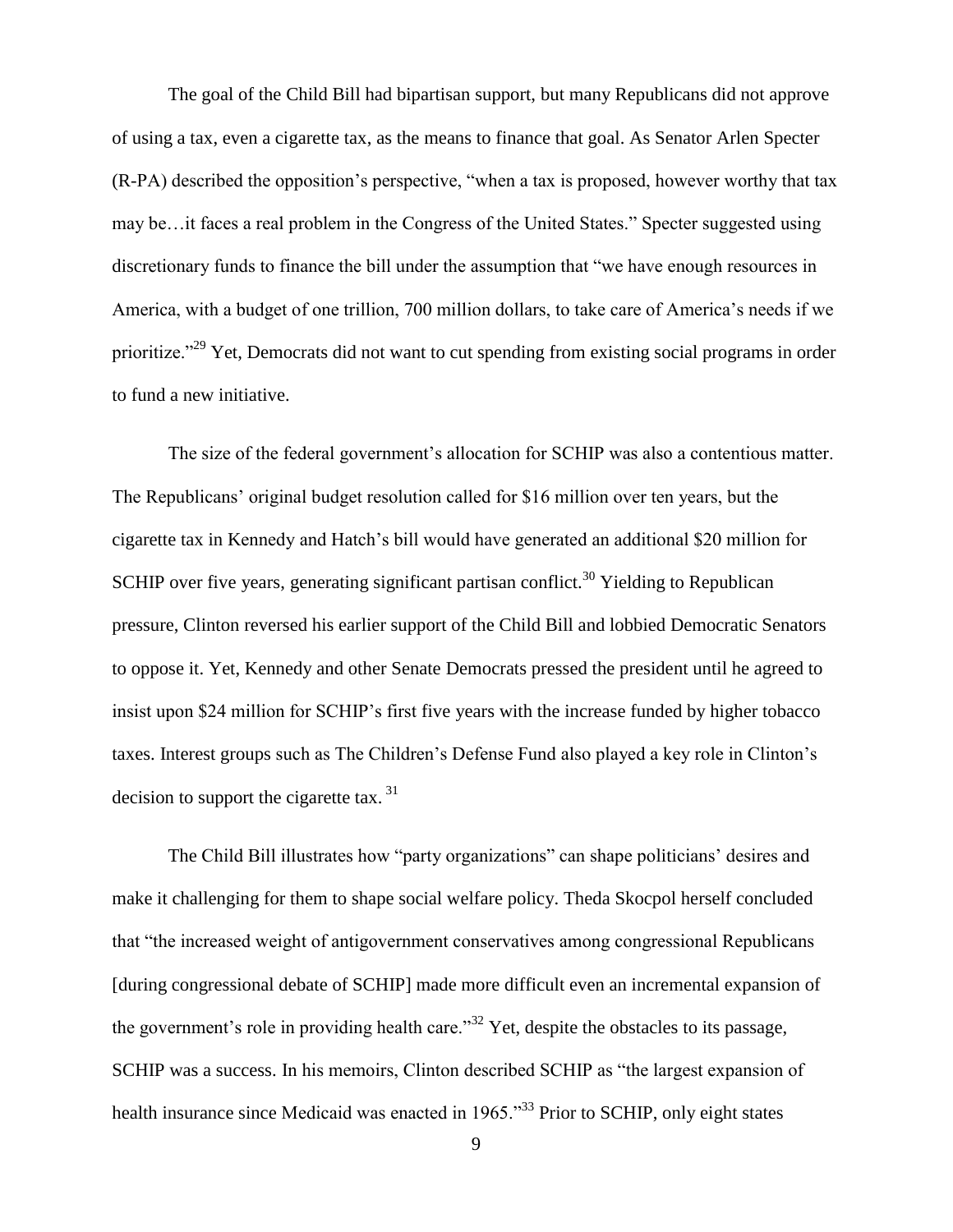The goal of the Child Bill had bipartisan support, but many Republicans did not approve of using a tax, even a cigarette tax, as the means to finance that goal. As Senator Arlen Specter (R-PA) described the opposition's perspective, "when a tax is proposed, however worthy that tax may be…it faces a real problem in the Congress of the United States." Specter suggested using discretionary funds to finance the bill under the assumption that "we have enough resources in America, with a budget of one trillion, 700 million dollars, to take care of America's needs if we prioritize."[29] Yet, Democrats did not want to cut spending from existing social programs in order to fund a new initiative.

The size of the federal government's allocation for SCHIP was also a contentious matter. The Republicans' original budget resolution called for $16 million over ten years, but the cigarette tax in Kennedy and Hatch's bill would have generated an additional $20 million for SCHIP over five years, generating significant partisan conflict.[30] Yielding to Republican pressure, Clinton reversed his earlier support of the Child Bill and lobbied Democratic Senators to oppose it. Yet, Kennedy and other Senate Democrats pressed the president until he agreed to insist upon $24 million for SCHIP's first five years with the increase funded by higher tobacco taxes. Interest groups such as The Children's Defense Fund also played a key role in Clinton's decision to support the cigarette tax.[31]

The Child Bill illustrates how "party organizations" can shape politicians' desires and make it challenging for them to shape social welfare policy. Theda Skocpol herself concluded that "the increased weight of antigovernment conservatives among congressional Republicans [during congressional debate of SCHIP] made more difficult even an incremental expansion of the government's role in providing health care."[32] Yet, despite the obstacles to its passage, SCHIP was a success. In his memoirs, Clinton described SCHIP as "the largest expansion of health insurance since Medicaid was enacted in 1965."[33] Prior to SCHIP, only eight states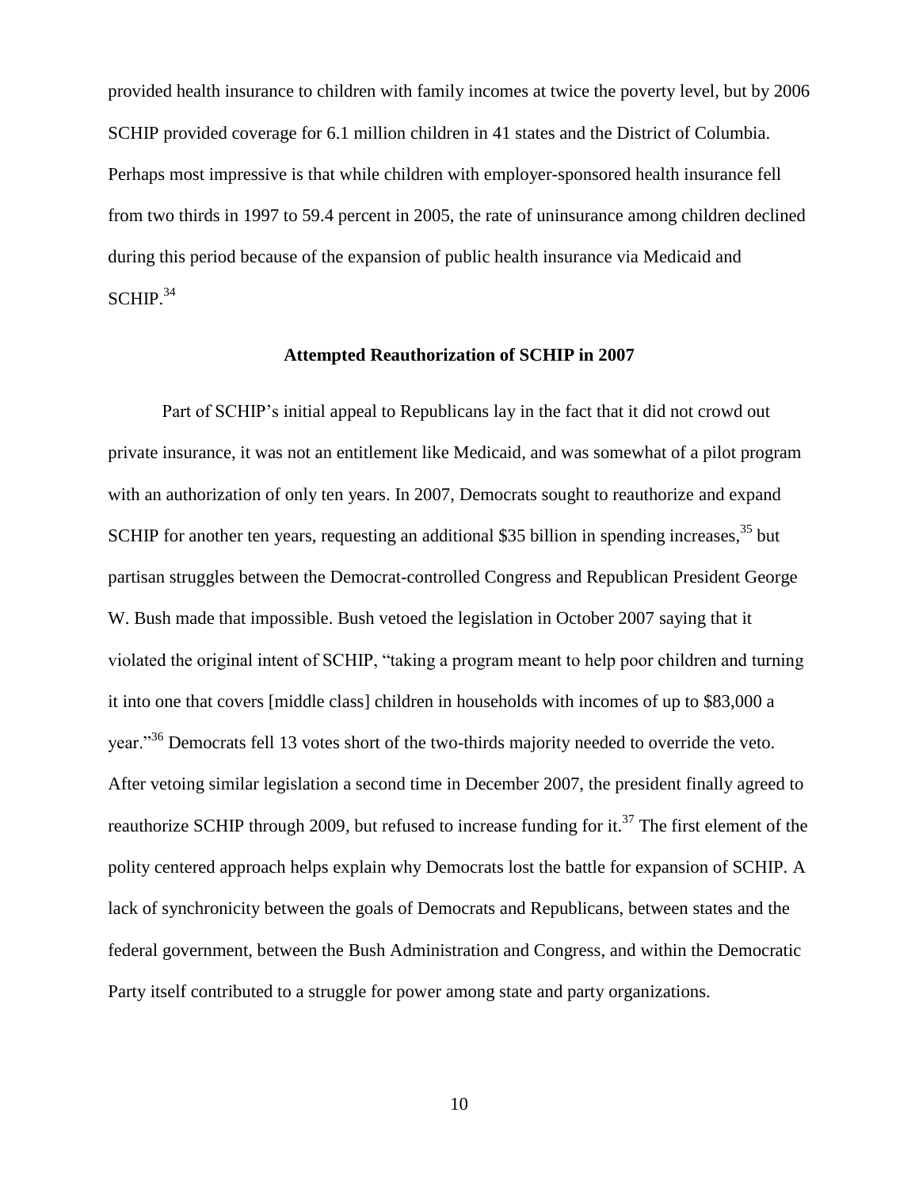provided health insurance to children with family incomes at twice the poverty level, but by 2006 SCHIP provided coverage for 6.1 million children in 41 states and the District of Columbia. Perhaps most impressive is that while children with employer-sponsored health insurance fell from two thirds in 1997 to 59.4 percent in 2005, the rate of uninsurance among children declined during this period because of the expansion of public health insurance via Medicaid and SCHIP.[34]

### Attempted Reauthorization of SCHIP in 2007

Part of SCHIP's initial appeal to Republicans lay in the fact that it did not crowd out private insurance, it was not an entitlement like Medicaid, and was somewhat of a pilot program with an authorization of only ten years. In 2007, Democrats sought to reauthorize and expand SCHIP for another ten years, requesting an additional $35 billion in spending increases,[35] but partisan struggles between the Democrat-controlled Congress and Republican President George W. Bush made that impossible. Bush vetoed the legislation in October 2007 saying that it violated the original intent of SCHIP, "taking a program meant to help poor children and turning it into one that covers [middle class] children in households with incomes of up to $83,000 a year."[36] Democrats fell 13 votes short of the two-thirds majority needed to override the veto. After vetoing similar legislation a second time in December 2007, the president finally agreed to reauthorize SCHIP through 2009, but refused to increase funding for it.[37] The first element of the polity centered approach helps explain why Democrats lost the battle for expansion of SCHIP. A lack of synchronicity between the goals of Democrats and Republicans, between states and the federal government, between the Bush Administration and Congress, and within the Democratic Party itself contributed to a struggle for power among state and party organizations.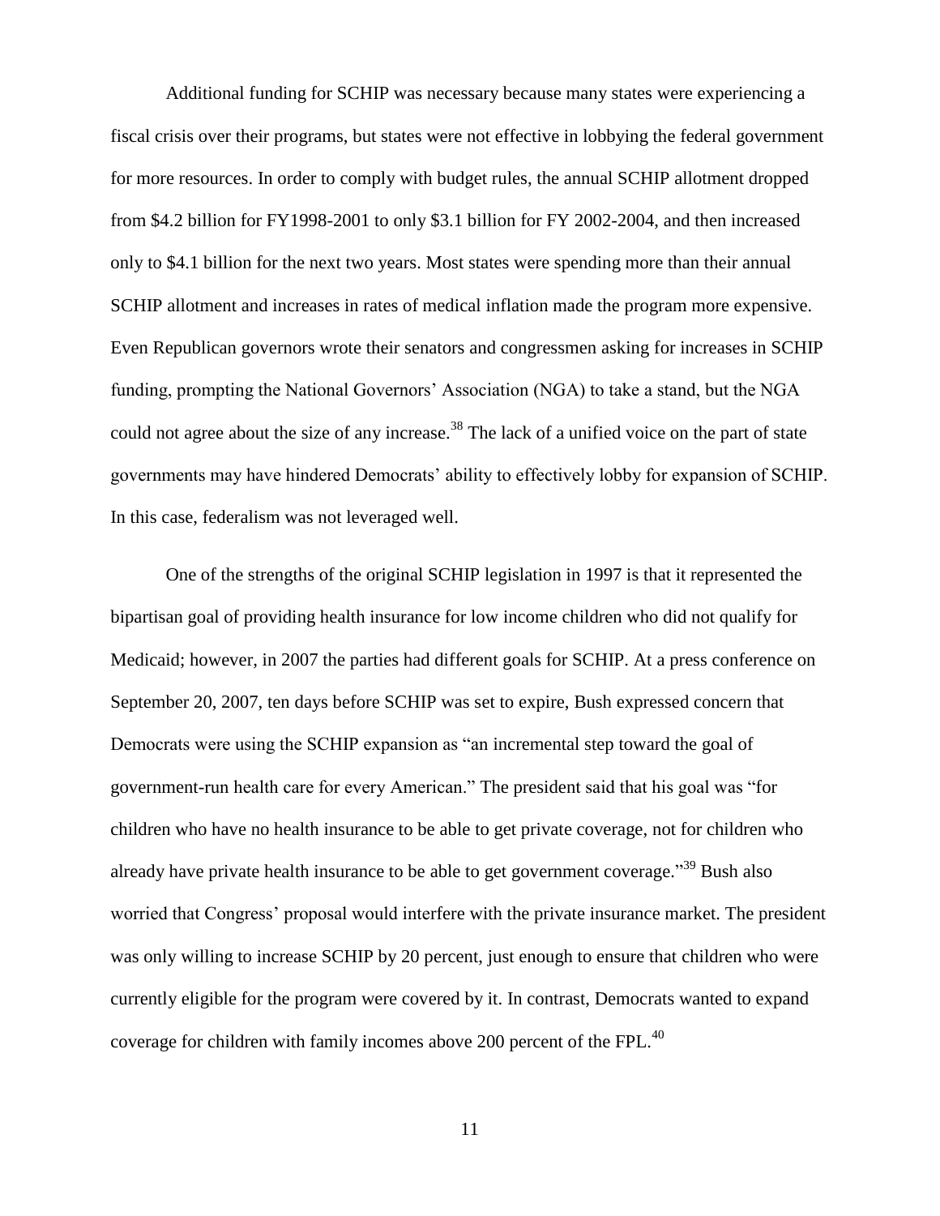Additional funding for SCHIP was necessary because many states were experiencing a fiscal crisis over their programs, but states were not effective in lobbying the federal government for more resources. In order to comply with budget rules, the annual SCHIP allotment dropped from $4.2 billion for FY1998-2001 to only $3.1 billion for FY 2002-2004, and then increased only to $4.1 billion for the next two years. Most states were spending more than their annual SCHIP allotment and increases in rates of medical inflation made the program more expensive. Even Republican governors wrote their senators and congressmen asking for increases in SCHIP funding, prompting the National Governors' Association (NGA) to take a stand, but the NGA could not agree about the size of any increase.[38] The lack of a unified voice on the part of state governments may have hindered Democrats' ability to effectively lobby for expansion of SCHIP. In this case, federalism was not leveraged well.

One of the strengths of the original SCHIP legislation in 1997 is that it represented the bipartisan goal of providing health insurance for low income children who did not qualify for Medicaid; however, in 2007 the parties had different goals for SCHIP. At a press conference on September 20, 2007, ten days before SCHIP was set to expire, Bush expressed concern that Democrats were using the SCHIP expansion as "an incremental step toward the goal of government-run health care for every American." The president said that his goal was "for children who have no health insurance to be able to get private coverage, not for children who already have private health insurance to be able to get government coverage."[39] Bush also worried that Congress' proposal would interfere with the private insurance market. The president was only willing to increase SCHIP by 20 percent, just enough to ensure that children who were currently eligible for the program were covered by it. In contrast, Democrats wanted to expand coverage for children with family incomes above 200 percent of the FPL.[40]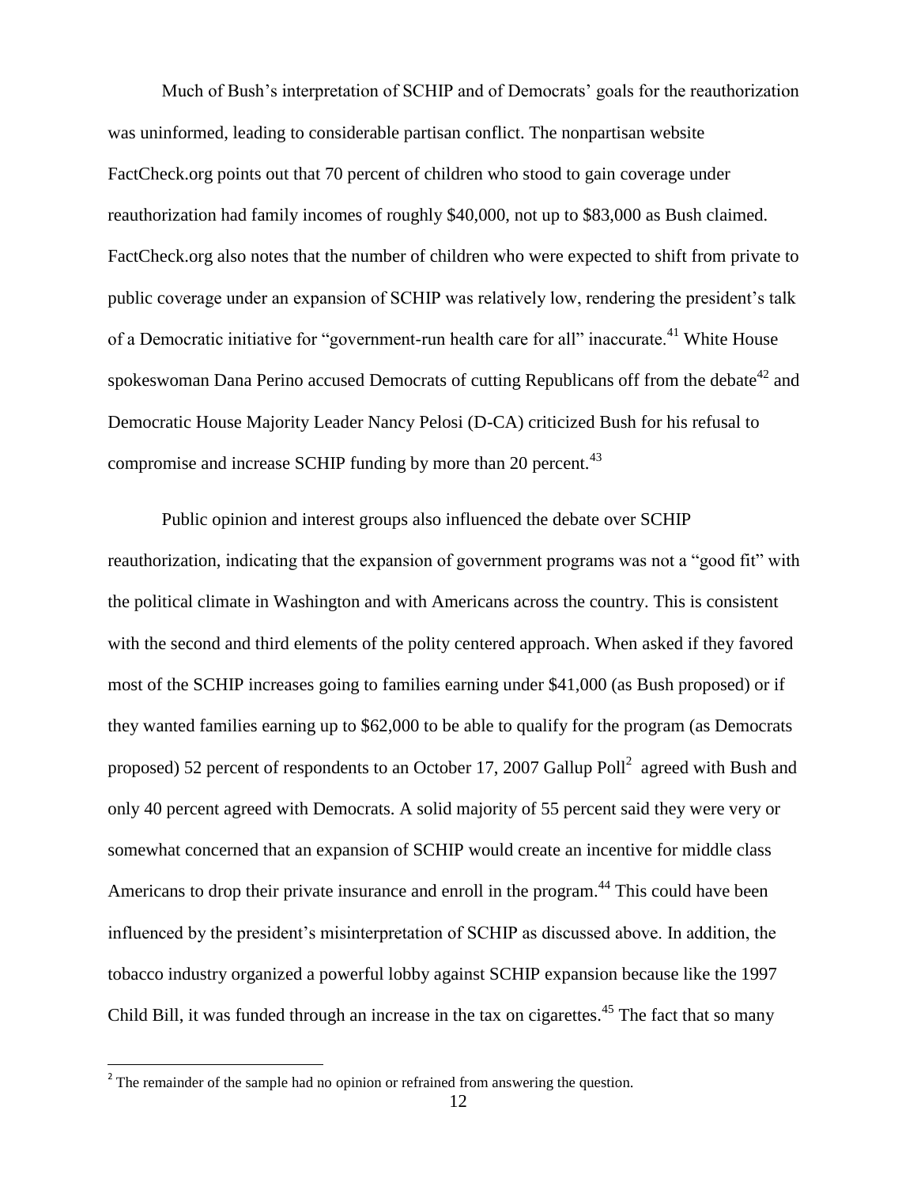Much of Bush's interpretation of SCHIP and of Democrats' goals for the reauthorization was uninformed, leading to considerable partisan conflict. The nonpartisan website FactCheck.org points out that 70 percent of children who stood to gain coverage under reauthorization had family incomes of roughly $40,000, not up to $83,000 as Bush claimed. FactCheck.org also notes that the number of children who were expected to shift from private to public coverage under an expansion of SCHIP was relatively low, rendering the president's talk of a Democratic initiative for "government-run health care for all" inaccurate.[41] White House spokeswoman Dana Perino accused Democrats of cutting Republicans off from the debate[42] and Democratic House Majority Leader Nancy Pelosi (D-CA) criticized Bush for his refusal to compromise and increase SCHIP funding by more than 20 percent.[43]

Public opinion and interest groups also influenced the debate over SCHIP reauthorization, indicating that the expansion of government programs was not a "good fit" with the political climate in Washington and with Americans across the country. This is consistent with the second and third elements of the polity centered approach. When asked if they favored most of the SCHIP increases going to families earning under $41,000 (as Bush proposed) or if they wanted families earning up to $62,000 to be able to qualify for the program (as Democrats proposed) 52 percent of respondents to an October 17, 2007 Gallup Poll[2] agreed with Bush and only 40 percent agreed with Democrats. A solid majority of 55 percent said they were very or somewhat concerned that an expansion of SCHIP would create an incentive for middle class Americans to drop their private insurance and enroll in the program.[44] This could have been influenced by the president's misinterpretation of SCHIP as discussed above. In addition, the tobacco industry organized a powerful lobby against SCHIP expansion because like the 1997 Child Bill, it was funded through an increase in the tax on cigarettes.[45] The fact that so many

[2] The remainder of the sample had no opinion or refrained from answering the question.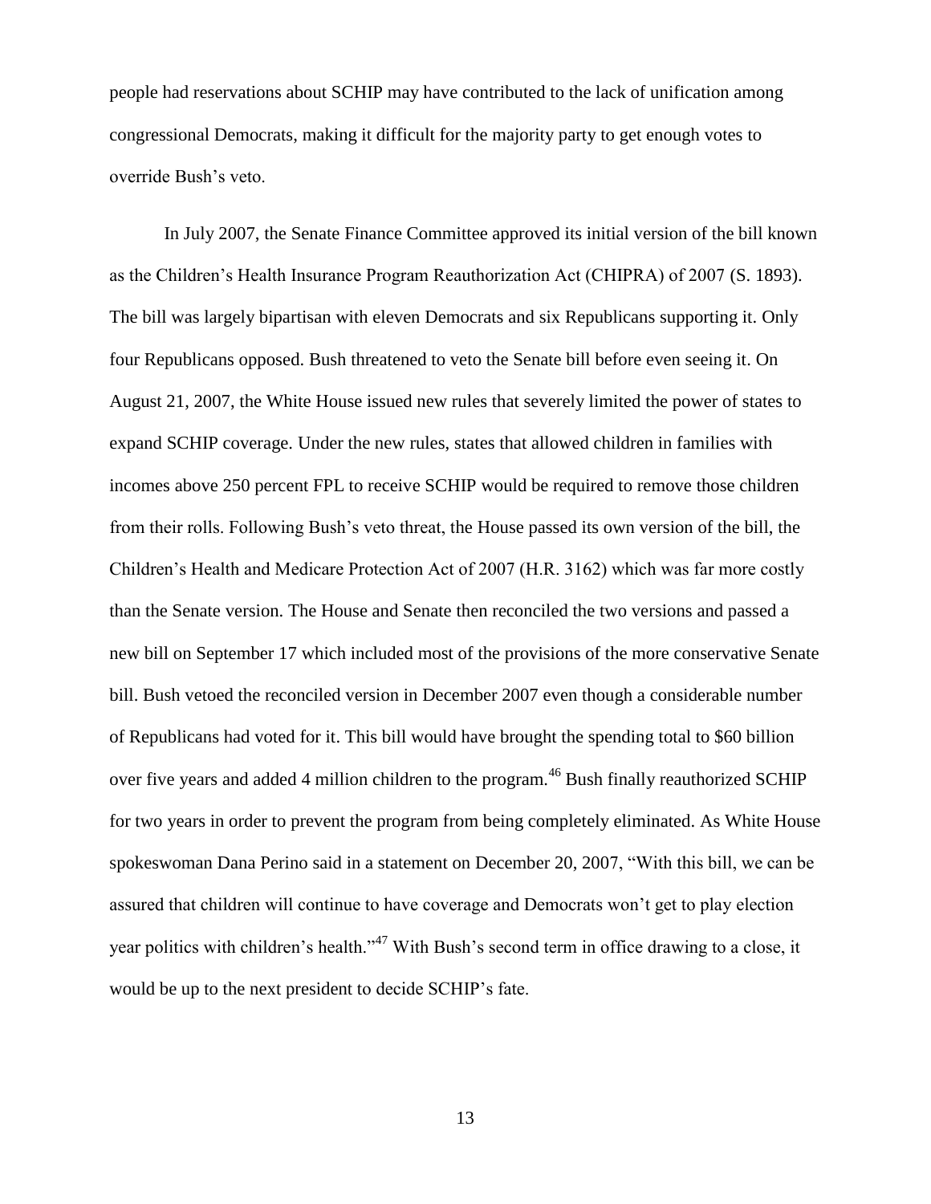people had reservations about SCHIP may have contributed to the lack of unification among congressional Democrats, making it difficult for the majority party to get enough votes to override Bush's veto.

In July 2007, the Senate Finance Committee approved its initial version of the bill known as the Children's Health Insurance Program Reauthorization Act (CHIPRA) of 2007 (S. 1893). The bill was largely bipartisan with eleven Democrats and six Republicans supporting it. Only four Republicans opposed. Bush threatened to veto the Senate bill before even seeing it. On August 21, 2007, the White House issued new rules that severely limited the power of states to expand SCHIP coverage. Under the new rules, states that allowed children in families with incomes above 250 percent FPL to receive SCHIP would be required to remove those children from their rolls. Following Bush's veto threat, the House passed its own version of the bill, the Children's Health and Medicare Protection Act of 2007 (H.R. 3162) which was far more costly than the Senate version. The House and Senate then reconciled the two versions and passed a new bill on September 17 which included most of the provisions of the more conservative Senate bill. Bush vetoed the reconciled version in December 2007 even though a considerable number of Republicans had voted for it. This bill would have brought the spending total to $60 billion over five years and added 4 million children to the program.[46] Bush finally reauthorized SCHIP for two years in order to prevent the program from being completely eliminated. As White House spokeswoman Dana Perino said in a statement on December 20, 2007, "With this bill, we can be assured that children will continue to have coverage and Democrats won't get to play election year politics with children's health."[47] With Bush's second term in office drawing to a close, it would be up to the next president to decide SCHIP's fate.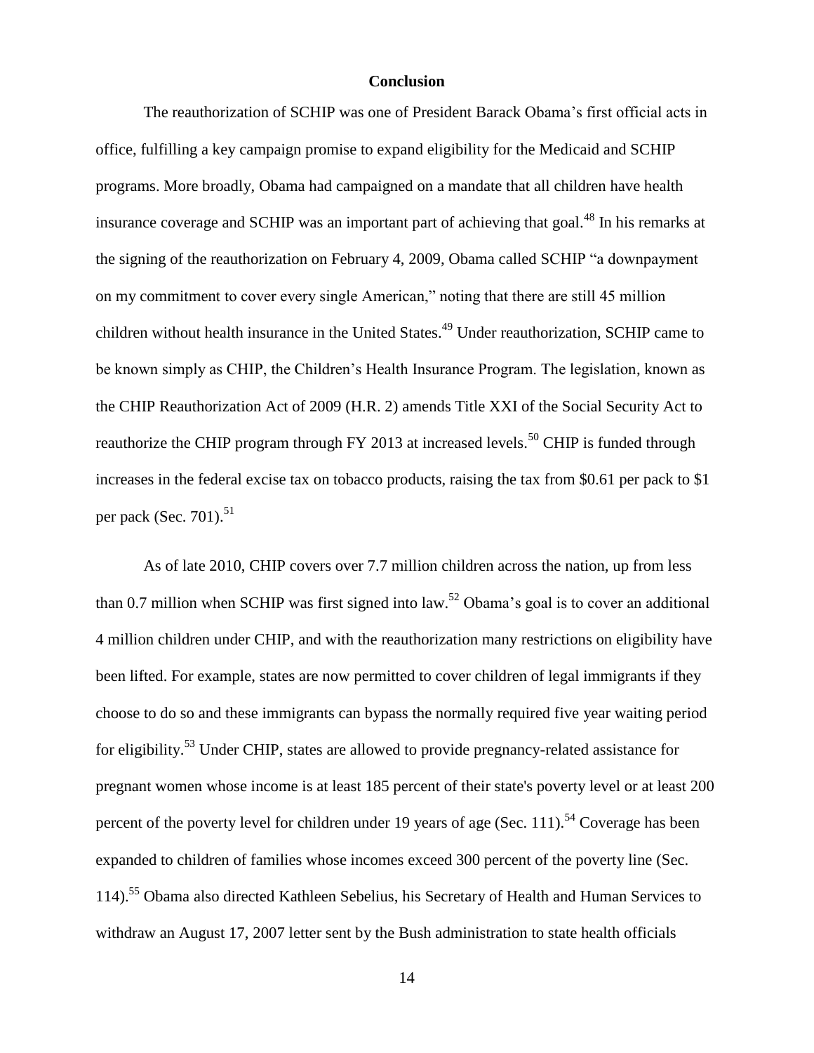## Conclusion

The reauthorization of SCHIP was one of President Barack Obama's first official acts in office, fulfilling a key campaign promise to expand eligibility for the Medicaid and SCHIP programs. More broadly, Obama had campaigned on a mandate that all children have health insurance coverage and SCHIP was an important part of achieving that goal.[48] In his remarks at the signing of the reauthorization on February 4, 2009, Obama called SCHIP "a downpayment on my commitment to cover every single American," noting that there are still 45 million children without health insurance in the United States.[49] Under reauthorization, SCHIP came to be known simply as CHIP, the Children's Health Insurance Program. The legislation, known as the CHIP Reauthorization Act of 2009 (H.R. 2) amends Title XXI of the Social Security Act to reauthorize the CHIP program through FY 2013 at increased levels.[50] CHIP is funded through increases in the federal excise tax on tobacco products, raising the tax from $0.61 per pack to $1 per pack (Sec. 701).[51]

As of late 2010, CHIP covers over 7.7 million children across the nation, up from less than 0.7 million when SCHIP was first signed into law.[52] Obama's goal is to cover an additional 4 million children under CHIP, and with the reauthorization many restrictions on eligibility have been lifted. For example, states are now permitted to cover children of legal immigrants if they choose to do so and these immigrants can bypass the normally required five year waiting period for eligibility.[53] Under CHIP, states are allowed to provide pregnancy-related assistance for pregnant women whose income is at least 185 percent of their state's poverty level or at least 200 percent of the poverty level for children under 19 years of age (Sec. 111).[54] Coverage has been expanded to children of families whose incomes exceed 300 percent of the poverty line (Sec. 114).[55] Obama also directed Kathleen Sebelius, his Secretary of Health and Human Services to withdraw an August 17, 2007 letter sent by the Bush administration to state health officials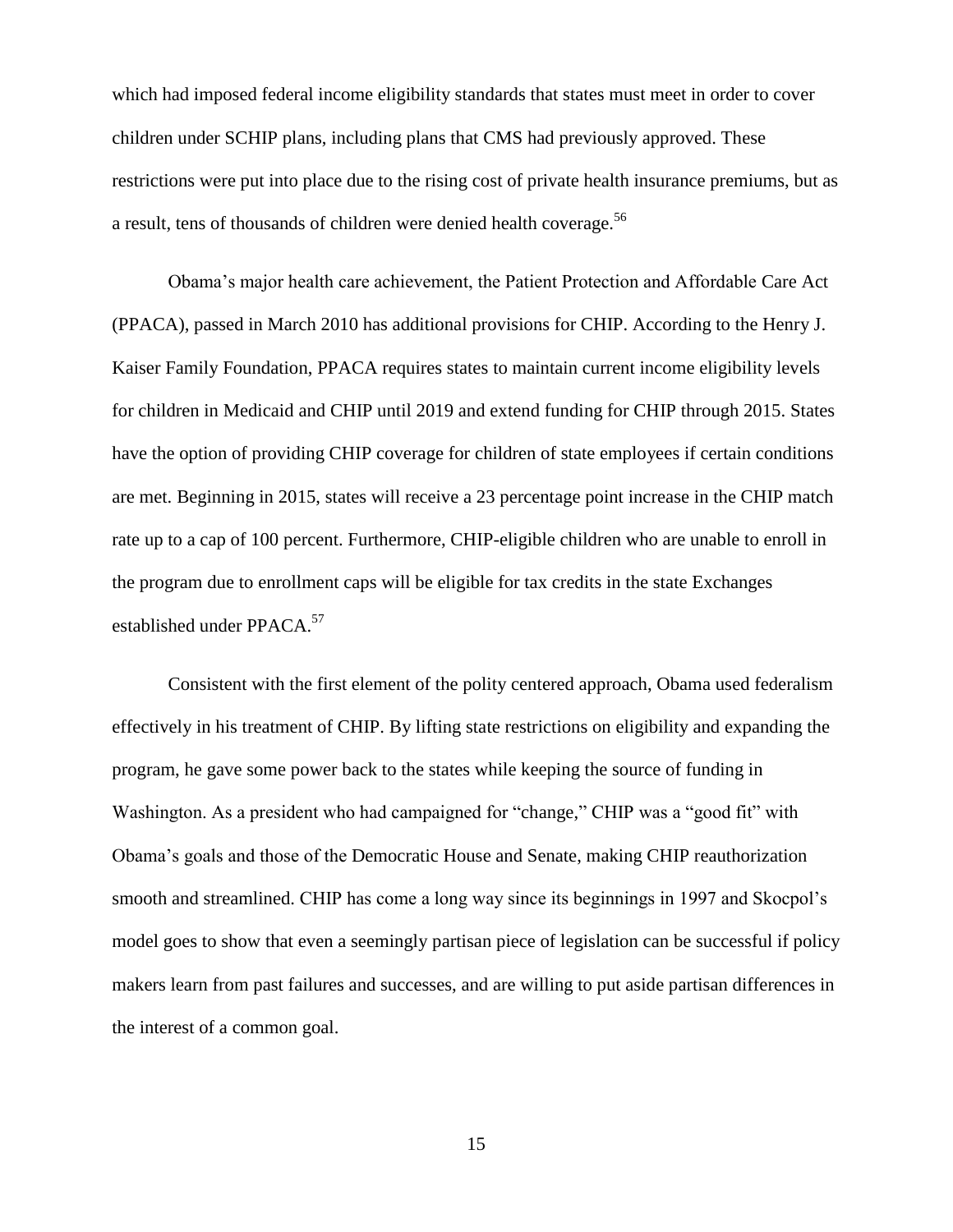which had imposed federal income eligibility standards that states must meet in order to cover children under SCHIP plans, including plans that CMS had previously approved. These restrictions were put into place due to the rising cost of private health insurance premiums, but as a result, tens of thousands of children were denied health coverage.[56]

Obama's major health care achievement, the Patient Protection and Affordable Care Act (PPACA), passed in March 2010 has additional provisions for CHIP. According to the Henry J. Kaiser Family Foundation, PPACA requires states to maintain current income eligibility levels for children in Medicaid and CHIP until 2019 and extend funding for CHIP through 2015. States have the option of providing CHIP coverage for children of state employees if certain conditions are met. Beginning in 2015, states will receive a 23 percentage point increase in the CHIP match rate up to a cap of 100 percent. Furthermore, CHIP-eligible children who are unable to enroll in the program due to enrollment caps will be eligible for tax credits in the state Exchanges established under PPACA.[57]

Consistent with the first element of the polity centered approach, Obama used federalism effectively in his treatment of CHIP. By lifting state restrictions on eligibility and expanding the program, he gave some power back to the states while keeping the source of funding in Washington. As a president who had campaigned for "change," CHIP was a "good fit" with Obama's goals and those of the Democratic House and Senate, making CHIP reauthorization smooth and streamlined. CHIP has come a long way since its beginnings in 1997 and Skocpol's model goes to show that even a seemingly partisan piece of legislation can be successful if policy makers learn from past failures and successes, and are willing to put aside partisan differences in the interest of a common goal.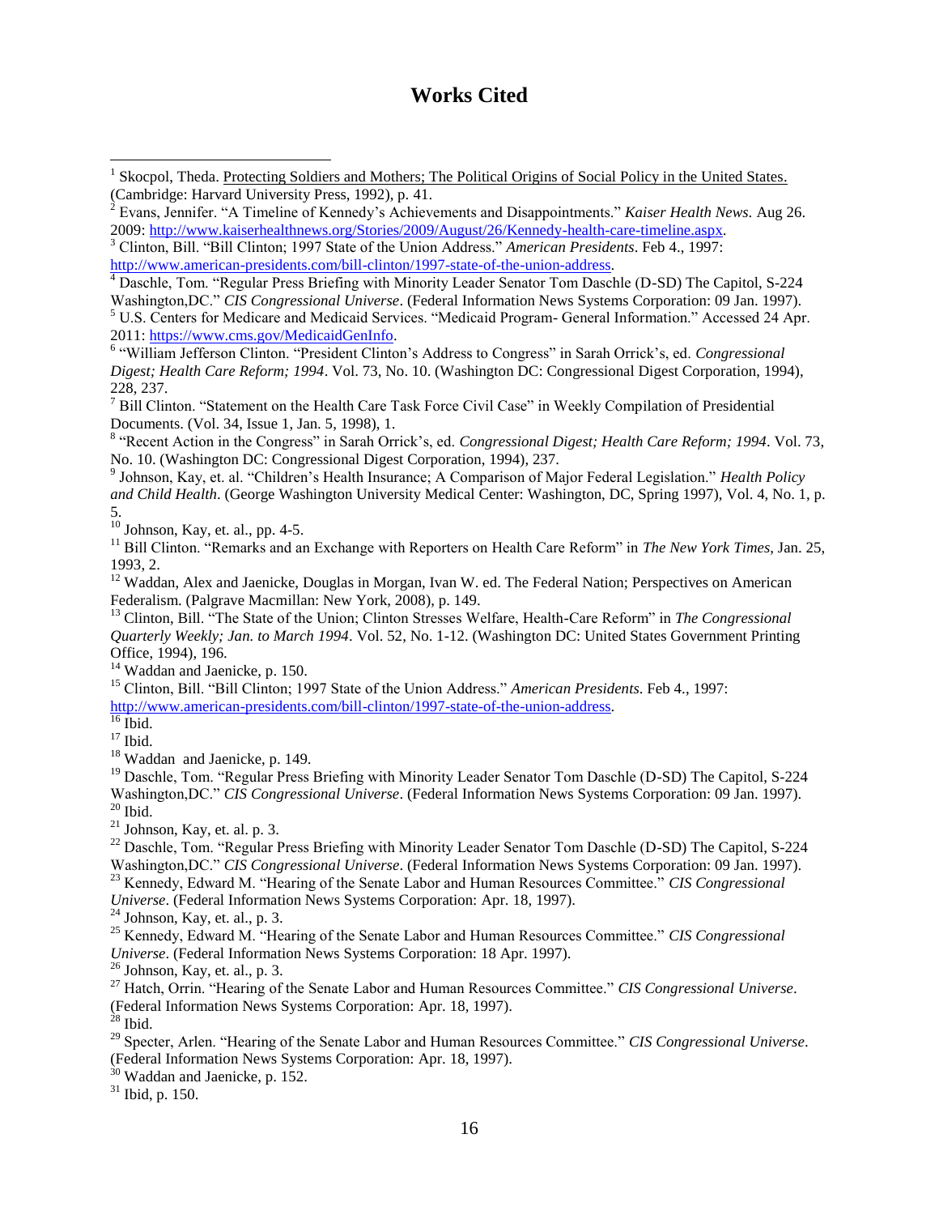# Works Cited

[1] Skocpol, Theda. Protecting Soldiers and Mothers; The Political Origins of Social Policy in the United States. (Cambridge: Harvard University Press, 1992), p. 41.

[2] Evans, Jennifer. "A Timeline of Kennedy's Achievements and Disappointments." *Kaiser Health News.* Aug 26. 2009: http://www.kaiserhealthnews.org/Stories/2009/August/26/Kennedy-health-care-timeline.aspx.

[3] Clinton, Bill. "Bill Clinton; 1997 State of the Union Address." *American Presidents*. Feb 4., 1997: http://www.american-presidents.com/bill-clinton/1997-state-of-the-union-address.

[4] Daschle, Tom. "Regular Press Briefing with Minority Leader Senator Tom Daschle (D-SD) The Capitol, S-224 Washington,DC." *CIS Congressional Universe*. (Federal Information News Systems Corporation: 09 Jan. 1997).

[5] U.S. Centers for Medicare and Medicaid Services. "Medicaid Program- General Information." Accessed 24 Apr. 2011: https://www.cms.gov/MedicaidGenInfo.

[6] "William Jefferson Clinton. "President Clinton's Address to Congress" in Sarah Orrick's, ed. *Congressional Digest; Health Care Reform; 1994*. Vol. 73, No. 10. (Washington DC: Congressional Digest Corporation, 1994), 228, 237.

[7] Bill Clinton. "Statement on the Health Care Task Force Civil Case" in Weekly Compilation of Presidential Documents. (Vol. 34, Issue 1, Jan. 5, 1998), 1.

[8] "Recent Action in the Congress" in Sarah Orrick's, ed. *Congressional Digest; Health Care Reform; 1994*. Vol. 73, No. 10. (Washington DC: Congressional Digest Corporation, 1994), 237.

[9] Johnson, Kay, et. al. "Children's Health Insurance; A Comparison of Major Federal Legislation." *Health Policy and Child Health*. (George Washington University Medical Center: Washington, DC, Spring 1997), Vol. 4, No. 1, p. 5.

[10] Johnson, Kay, et. al., pp. 4-5.

[11] Bill Clinton. "Remarks and an Exchange with Reporters on Health Care Reform" in *The New York Times*, Jan. 25, 1993, 2.

[12] Waddan, Alex and Jaenicke, Douglas in Morgan, Ivan W. ed. The Federal Nation; Perspectives on American Federalism. (Palgrave Macmillan: New York, 2008), p. 149.

[13] Clinton, Bill. "The State of the Union; Clinton Stresses Welfare, Health-Care Reform" in *The Congressional Quarterly Weekly; Jan. to March 1994*. Vol. 52, No. 1-12. (Washington DC: United States Government Printing Office, 1994), 196.

[14] Waddan and Jaenicke, p. 150.

[15] Clinton, Bill. "Bill Clinton; 1997 State of the Union Address." *American Presidents*. Feb 4., 1997: http://www.american-presidents.com/bill-clinton/1997-state-of-the-union-address.

[16] Ibid.

[17] Ibid.

[18] Waddan and Jaenicke, p. 149.

[19] Daschle, Tom. "Regular Press Briefing with Minority Leader Senator Tom Daschle (D-SD) The Capitol, S-224 Washington,DC." *CIS Congressional Universe*. (Federal Information News Systems Corporation: 09 Jan. 1997).

[20] Ibid.

[21] Johnson, Kay, et. al. p. 3.

[22] Daschle, Tom. "Regular Press Briefing with Minority Leader Senator Tom Daschle (D-SD) The Capitol, S-224 Washington,DC." *CIS Congressional Universe*. (Federal Information News Systems Corporation: 09 Jan. 1997).

[23] Kennedy, Edward M. "Hearing of the Senate Labor and Human Resources Committee." *CIS Congressional Universe*. (Federal Information News Systems Corporation: Apr. 18, 1997).

[24] Johnson, Kay, et. al., p. 3.

[25] Kennedy, Edward M. "Hearing of the Senate Labor and Human Resources Committee." *CIS Congressional Universe*. (Federal Information News Systems Corporation: 18 Apr. 1997).

[26] Johnson, Kay, et. al., p. 3.

[27] Hatch, Orrin. "Hearing of the Senate Labor and Human Resources Committee." *CIS Congressional Universe*. (Federal Information News Systems Corporation: Apr. 18, 1997).

[28] Ibid.

[29] Specter, Arlen. "Hearing of the Senate Labor and Human Resources Committee." *CIS Congressional Universe*. (Federal Information News Systems Corporation: Apr. 18, 1997).

[30] Waddan and Jaenicke, p. 152.

[31] Ibid, p. 150.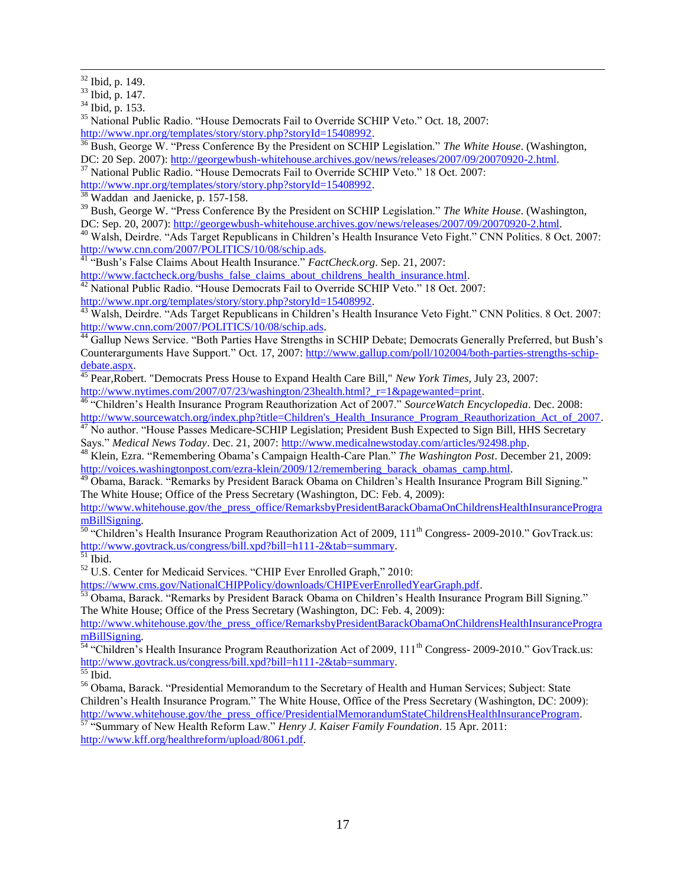[32] Ibid, p. 149.

[33] Ibid, p. 147.

[34] Ibid, p. 153.

[35] National Public Radio. “House Democrats Fail to Override SCHIP Veto.” Oct. 18, 2007: http://www.npr.org/templates/story/story.php?storyId=15408992.

[36] Bush, George W. “Press Conference By the President on SCHIP Legislation.” *The White House*. (Washington, DC: 20 Sep. 2007): http://georgewbush-whitehouse.archives.gov/news/releases/2007/09/20070920-2.html.

[37] National Public Radio. “House Democrats Fail to Override SCHIP Veto.” 18 Oct. 2007: http://www.npr.org/templates/story/story.php?storyId=15408992.

[38] Waddan and Jaenicke, p. 157-158.

[39] Bush, George W. “Press Conference By the President on SCHIP Legislation.” *The White House*. (Washington, DC: Sep. 20, 2007): http://georgewbush-whitehouse.archives.gov/news/releases/2007/09/20070920-2.html.

[40] Walsh, Deirdre. “Ads Target Republicans in Children’s Health Insurance Veto Fight.” CNN Politics. 8 Oct. 2007: http://www.cnn.com/2007/POLITICS/10/08/schip.ads.

[41] “Bush’s False Claims About Health Insurance.” *FactCheck.org*. Sep. 21, 2007: http://www.factcheck.org/bushs_false_claims_about_childrens_health_insurance.html.

[42] National Public Radio. “House Democrats Fail to Override SCHIP Veto.” 18 Oct. 2007: http://www.npr.org/templates/story/story.php?storyId=15408992.

[43] Walsh, Deirdre. “Ads Target Republicans in Children’s Health Insurance Veto Fight.” CNN Politics. 8 Oct. 2007: http://www.cnn.com/2007/POLITICS/10/08/schip.ads.

[44] Gallup News Service. “Both Parties Have Strengths in SCHIP Debate; Democrats Generally Preferred, but Bush’s Counterarguments Have Support.” Oct. 17, 2007: http://www.gallup.com/poll/102004/both-parties-strengths-schip-debate.aspx.

[45] Pear,Robert. "Democrats Press House to Expand Health Care Bill," *New York Times*, July 23, 2007: http://www.nytimes.com/2007/07/23/washington/23health.html?_r=1&pagewanted=print.

[46] “Children’s Health Insurance Program Reauthorization Act of 2007.” *SourceWatch Encyclopedia*. Dec. 2008: http://www.sourcewatch.org/index.php?title=Children's_Health_Insurance_Program_Reauthorization_Act_of_2007.

[47] No author. “House Passes Medicare-SCHIP Legislation; President Bush Expected to Sign Bill, HHS Secretary Says.” *Medical News Today*. Dec. 21, 2007: http://www.medicalnewstoday.com/articles/92498.php.

[48] Klein, Ezra. “Remembering Obama’s Campaign Health-Care Plan.” *The Washington Post*. December 21, 2009: http://voices.washingtonpost.com/ezra-klein/2009/12/remembering_barack_obamas_camp.html.

[49] Obama, Barack. “Remarks by President Barack Obama on Children’s Health Insurance Program Bill Signing.” The White House; Office of the Press Secretary (Washington, DC: Feb. 4, 2009): http://www.whitehouse.gov/the_press_office/RemarksbyPresidentBarackObamaOnChildrensHealthInsuranceProgramBillSigning.

[50] “Children’s Health Insurance Program Reauthorization Act of 2009, 111th Congress- 2009-2010.” GovTrack.us: http://www.govtrack.us/congress/bill.xpd?bill=h111-2&tab=summary.

[51] Ibid.

[52] U.S. Center for Medicaid Services. “CHIP Ever Enrolled Graph,” 2010: https://www.cms.gov/NationalCHIPPolicy/downloads/CHIPEverEnrolledYearGraph.pdf.

[53] Obama, Barack. “Remarks by President Barack Obama on Children’s Health Insurance Program Bill Signing.” The White House; Office of the Press Secretary (Washington, DC: Feb. 4, 2009): http://www.whitehouse.gov/the_press_office/RemarksbyPresidentBarackObamaOnChildrensHealthInsuranceProgramBillSigning.

[54] “Children’s Health Insurance Program Reauthorization Act of 2009, 111th Congress- 2009-2010.” GovTrack.us: http://www.govtrack.us/congress/bill.xpd?bill=h111-2&tab=summary.

[55] Ibid.

[56] Obama, Barack. “Presidential Memorandum to the Secretary of Health and Human Services; Subject: State Children’s Health Insurance Program.” The White House, Office of the Press Secretary (Washington, DC: 2009): http://www.whitehouse.gov/the_press_office/PresidentialMemorandumStateChildrensHealthInsuranceProgram.

[57] “Summary of New Health Reform Law.” *Henry J. Kaiser Family Foundation*. 15 Apr. 2011: http://www.kff.org/healthreform/upload/8061.pdf.